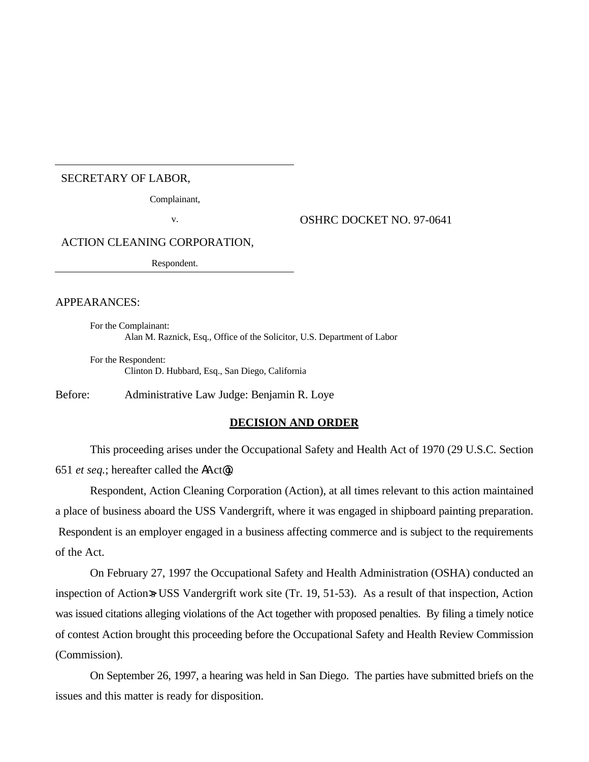SECRETARY OF LABOR,

Complainant,

v.

OSHRC DOCKET NO. 97-0641

ACTION CLEANING CORPORATION,

Respondent.

APPEARANCES:

For the Complainant:
Alan M. Raznick, Esq., Office of the Solicitor, U.S. Department of Labor

For the Respondent:
Clinton D. Hubbard, Esq., San Diego, California

Before: Administrative Law Judge: Benjamin R. Loye

**DECISION AND ORDER**

This proceeding arises under the Occupational Safety and Health Act of 1970 (29 U.S.C. Section 651 *et seq.*; hereafter called the ΑAct@).

Respondent, Action Cleaning Corporation (Action), at all times relevant to this action maintained a place of business aboard the USS Vandergrift, where it was engaged in shipboard painting preparation. Respondent is an employer engaged in a business affecting commerce and is subject to the requirements of the Act.

On February 27, 1997 the Occupational Safety and Health Administration (OSHA) conducted an inspection of Action=s USS Vandergrift work site (Tr. 19, 51-53). As a result of that inspection, Action was issued citations alleging violations of the Act together with proposed penalties. By filing a timely notice of contest Action brought this proceeding before the Occupational Safety and Health Review Commission (Commission).

On September 26, 1997, a hearing was held in San Diego. The parties have submitted briefs on the issues and this matter is ready for disposition.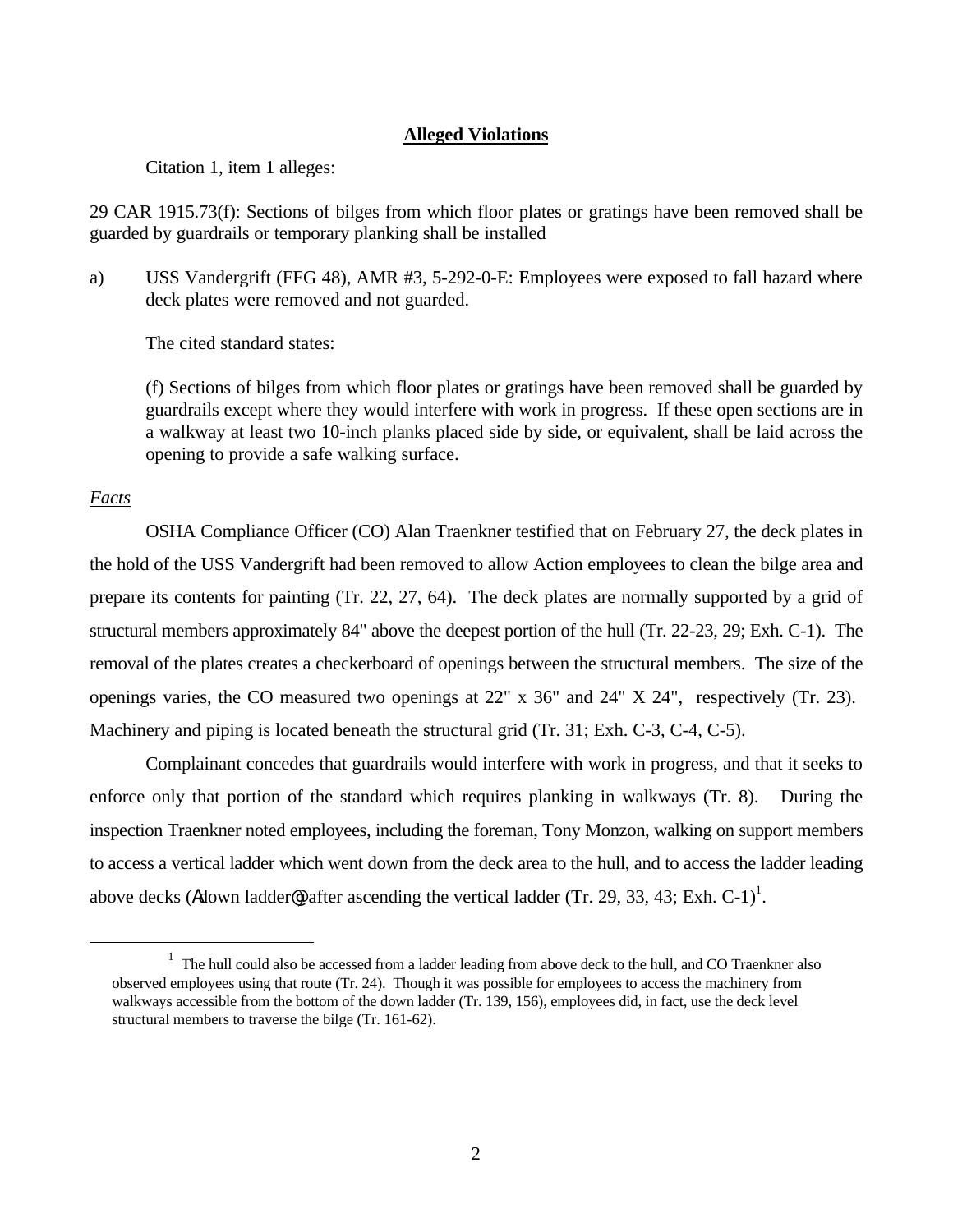**Alleged Violations**

Citation 1, item 1 alleges:

29 CAR 1915.73(f): Sections of bilges from which floor plates or gratings have been removed shall be guarded by guardrails or temporary planking shall be installed

a) USS Vandergrift (FFG 48), AMR #3, 5-292-0-E: Employees were exposed to fall hazard where deck plates were removed and not guarded.

The cited standard states:

(f) Sections of bilges from which floor plates or gratings have been removed shall be guarded by guardrails except where they would interfere with work in progress. If these open sections are in a walkway at least two 10-inch planks placed side by side, or equivalent, shall be laid across the opening to provide a safe walking surface.

*Facts*

OSHA Compliance Officer (CO) Alan Traenkner testified that on February 27, the deck plates in the hold of the USS Vandergrift had been removed to allow Action employees to clean the bilge area and prepare its contents for painting (Tr. 22, 27, 64). The deck plates are normally supported by a grid of structural members approximately 84" above the deepest portion of the hull (Tr. 22-23, 29; Exh. C-1). The removal of the plates creates a checkerboard of openings between the structural members. The size of the openings varies, the CO measured two openings at 22" x 36" and 24" X 24", respectively (Tr. 23). Machinery and piping is located beneath the structural grid (Tr. 31; Exh. C-3, C-4, C-5).

Complainant concedes that guardrails would interfere with work in progress, and that it seeks to enforce only that portion of the standard which requires planking in walkways (Tr. 8). During the inspection Traenkner noted employees, including the foreman, Tony Monzon, walking on support members to access a vertical ladder which went down from the deck area to the hull, and to access the ladder leading above decks (Adown ladder@) after ascending the vertical ladder (Tr. 29, 33, 43; Exh. C-1)[1].

[1] The hull could also be accessed from a ladder leading from above deck to the hull, and CO Traenkner also observed employees using that route (Tr. 24). Though it was possible for employees to access the machinery from walkways accessible from the bottom of the down ladder (Tr. 139, 156), employees did, in fact, use the deck level structural members to traverse the bilge (Tr. 161-62).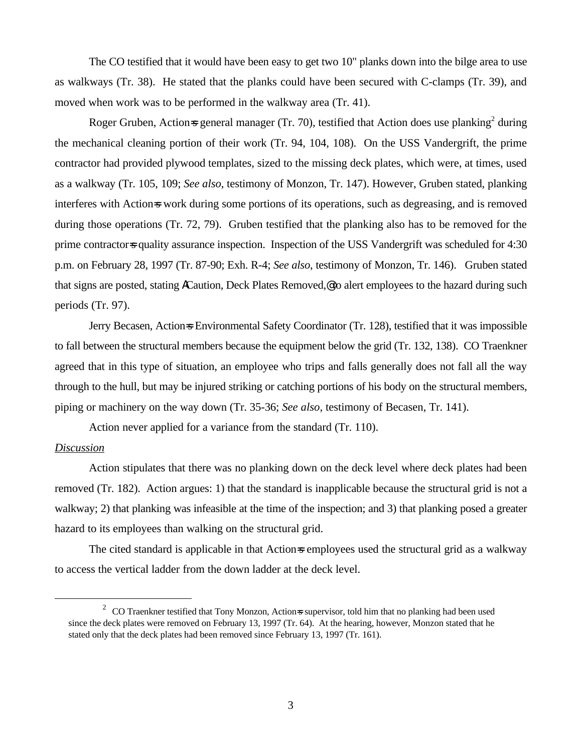The CO testified that it would have been easy to get two 10" planks down into the bilge area to use as walkways (Tr. 38). He stated that the planks could have been secured with C-clamps (Tr. 39), and moved when work was to be performed in the walkway area (Tr. 41).

Roger Gruben, Action=s general manager (Tr. 70), testified that Action does use planking[2] during the mechanical cleaning portion of their work (Tr. 94, 104, 108). On the USS Vandergrift, the prime contractor had provided plywood templates, sized to the missing deck plates, which were, at times, used as a walkway (Tr. 105, 109; *See also*, testimony of Monzon, Tr. 147). However, Gruben stated, planking interferes with Action=s work during some portions of its operations, such as degreasing, and is removed during those operations (Tr. 72, 79). Gruben testified that the planking also has to be removed for the prime contractor=s quality assurance inspection. Inspection of the USS Vandergrift was scheduled for 4:30 p.m. on February 28, 1997 (Tr. 87-90; Exh. R-4; *See also*, testimony of Monzon, Tr. 146). Gruben stated that signs are posted, stating ACaution, Deck Plates Removed,@ to alert employees to the hazard during such periods (Tr. 97).

Jerry Becasen, Action=s Environmental Safety Coordinator (Tr. 128), testified that it was impossible to fall between the structural members because the equipment below the grid (Tr. 132, 138). CO Traenkner agreed that in this type of situation, an employee who trips and falls generally does not fall all the way through to the hull, but may be injured striking or catching portions of his body on the structural members, piping or machinery on the way down (Tr. 35-36; *See also*, testimony of Becasen, Tr. 141).

Action never applied for a variance from the standard (Tr. 110).

*Discussion*

Action stipulates that there was no planking down on the deck level where deck plates had been removed (Tr. 182). Action argues: 1) that the standard is inapplicable because the structural grid is not a walkway; 2) that planking was infeasible at the time of the inspection; and 3) that planking posed a greater hazard to its employees than walking on the structural grid.

The cited standard is applicable in that Action=s employees used the structural grid as a walkway to access the vertical ladder from the down ladder at the deck level.

[2] CO Traenkner testified that Tony Monzon, Action=s supervisor, told him that no planking had been used since the deck plates were removed on February 13, 1997 (Tr. 64). At the hearing, however, Monzon stated that he stated only that the deck plates had been removed since February 13, 1997 (Tr. 161).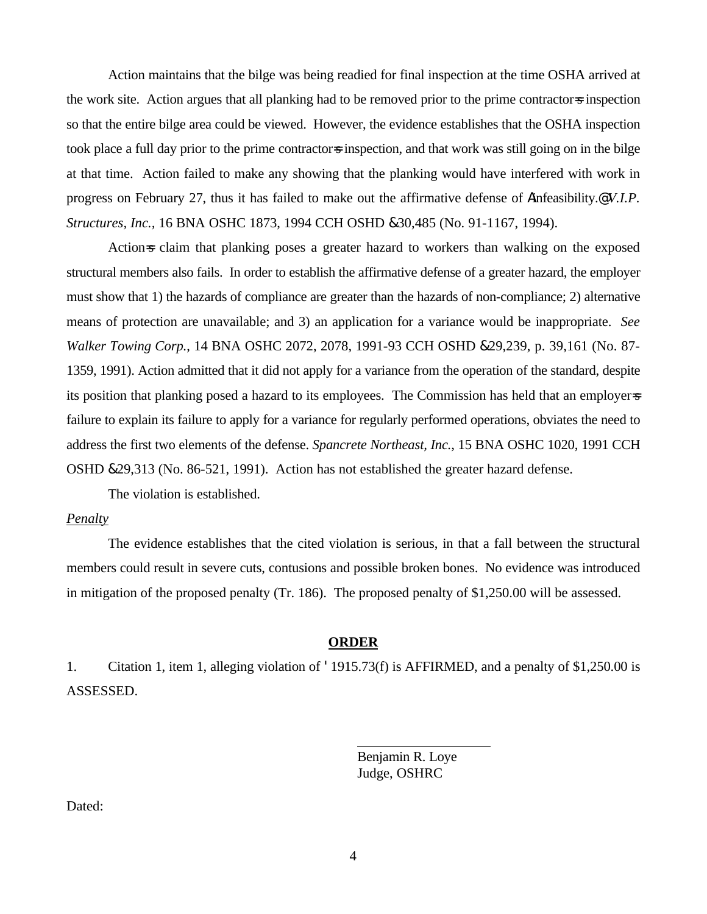Action maintains that the bilge was being readied for final inspection at the time OSHA arrived at the work site. Action argues that all planking had to be removed prior to the prime contractor=s inspection so that the entire bilge area could be viewed. However, the evidence establishes that the OSHA inspection took place a full day prior to the prime contractor=s inspection, and that work was still going on in the bilge at that time. Action failed to make any showing that the planking would have interfered with work in progress on February 27, thus it has failed to make out the affirmative defense of Ainfeasibility.@ *V.I.P. Structures, Inc.*, 16 BNA OSHC 1873, 1994 CCH OSHD &30,485 (No. 91-1167, 1994).

Action=s claim that planking poses a greater hazard to workers than walking on the exposed structural members also fails. In order to establish the affirmative defense of a greater hazard, the employer must show that 1) the hazards of compliance are greater than the hazards of non-compliance; 2) alternative means of protection are unavailable; and 3) an application for a variance would be inappropriate. *See Walker Towing Corp.*, 14 BNA OSHC 2072, 2078, 1991-93 CCH OSHD &29,239, p. 39,161 (No. 87-1359, 1991). Action admitted that it did not apply for a variance from the operation of the standard, despite its position that planking posed a hazard to its employees. The Commission has held that an employer=s failure to explain its failure to apply for a variance for regularly performed operations, obviates the need to address the first two elements of the defense. *Spancrete Northeast, Inc.*, 15 BNA OSHC 1020, 1991 CCH OSHD &29,313 (No. 86-521, 1991). Action has not established the greater hazard defense.

The violation is established.

*Penalty*

The evidence establishes that the cited violation is serious, in that a fall between the structural members could result in severe cuts, contusions and possible broken bones. No evidence was introduced in mitigation of the proposed penalty (Tr. 186). The proposed penalty of $1,250.00 will be assessed.

**ORDER**

1. Citation 1, item 1, alleging violation of ' 1915.73(f) is AFFIRMED, and a penalty of $1,250.00 is ASSESSED.

Benjamin R. Loye
Judge, OSHRC

Dated: